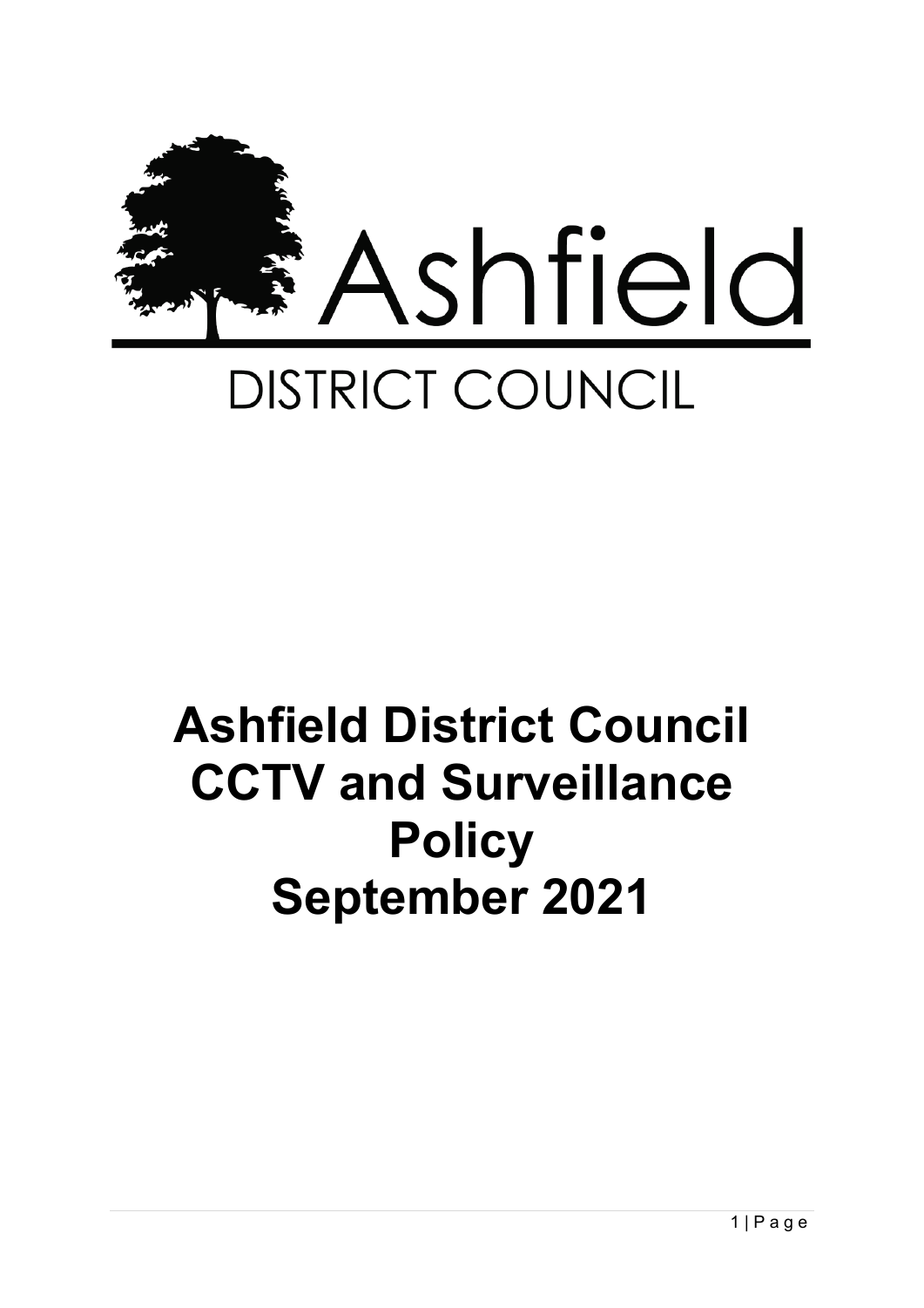Ashfield

DISTRICT COUNCIL

# Ashfield District Council CCTV and Surveillance Policy September 2021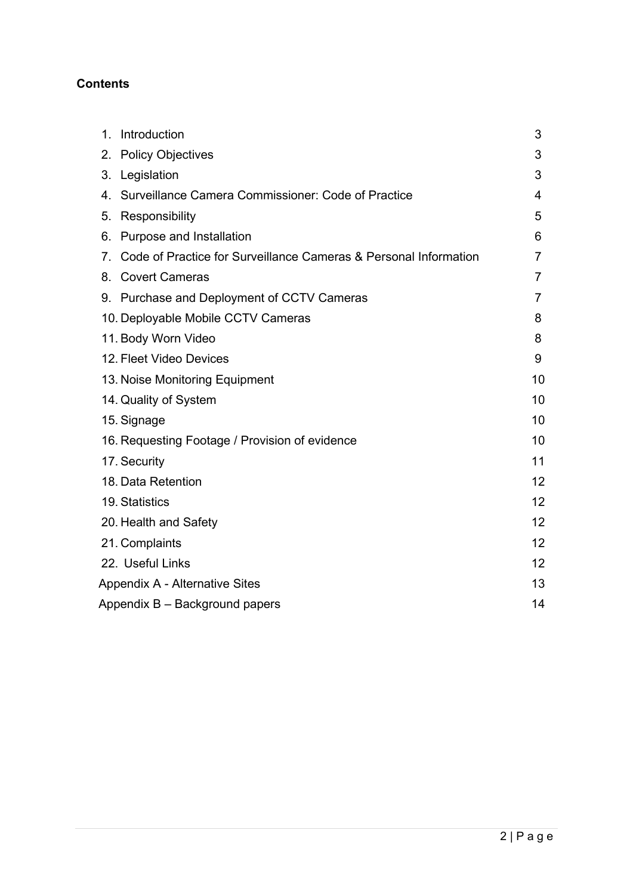**Contents**

| | |
|---|---|
| 1. Introduction | 3 |
| 2. Policy Objectives | 3 |
| 3. Legislation | 3 |
| 4. Surveillance Camera Commissioner: Code of Practice | 4 |
| 5. Responsibility | 5 |
| 6. Purpose and Installation | 6 |
| 7. Code of Practice for Surveillance Cameras & Personal Information | 7 |
| 8. Covert Cameras | 7 |
| 9. Purchase and Deployment of CCTV Cameras | 7 |
| 10. Deployable Mobile CCTV Cameras | 8 |
| 11. Body Worn Video | 8 |
| 12. Fleet Video Devices | 9 |
| 13. Noise Monitoring Equipment | 10 |
| 14. Quality of System | 10 |
| 15. Signage | 10 |
| 16. Requesting Footage / Provision of evidence | 10 |
| 17. Security | 11 |
| 18. Data Retention | 12 |
| 19. Statistics | 12 |
| 20. Health and Safety | 12 |
| 21. Complaints | 12 |
| 22. Useful Links | 12 |
| Appendix A - Alternative Sites | 13 |
| Appendix B – Background papers | 14 |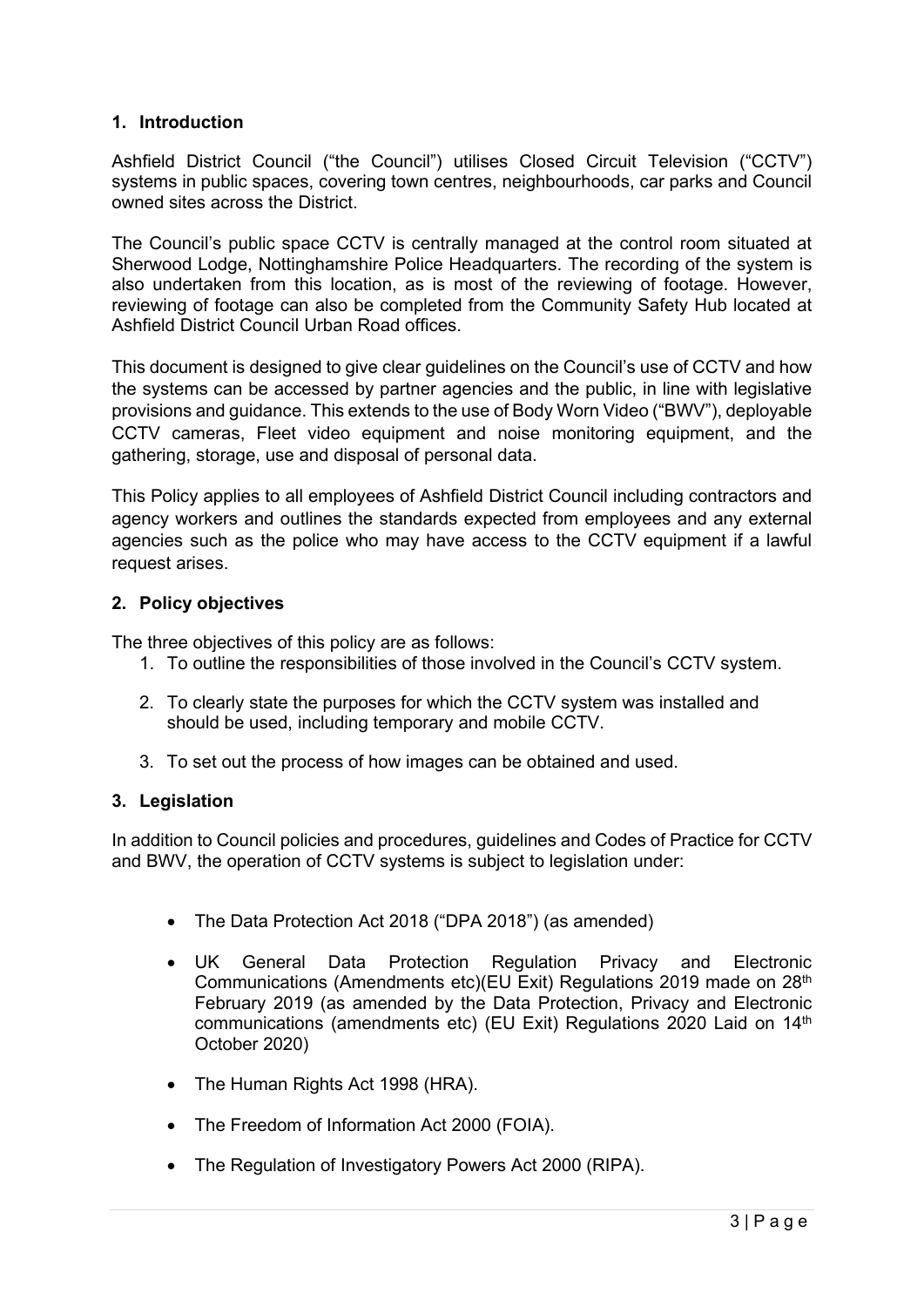## 1. Introduction

Ashfield District Council ("the Council") utilises Closed Circuit Television ("CCTV") systems in public spaces, covering town centres, neighbourhoods, car parks and Council owned sites across the District.

The Council's public space CCTV is centrally managed at the control room situated at Sherwood Lodge, Nottinghamshire Police Headquarters. The recording of the system is also undertaken from this location, as is most of the reviewing of footage. However, reviewing of footage can also be completed from the Community Safety Hub located at Ashfield District Council Urban Road offices.

This document is designed to give clear guidelines on the Council's use of CCTV and how the systems can be accessed by partner agencies and the public, in line with legislative provisions and guidance. This extends to the use of Body Worn Video ("BWV"), deployable CCTV cameras, Fleet video equipment and noise monitoring equipment, and the gathering, storage, use and disposal of personal data.

This Policy applies to all employees of Ashfield District Council including contractors and agency workers and outlines the standards expected from employees and any external agencies such as the police who may have access to the CCTV equipment if a lawful request arises.

## 2. Policy objectives

The three objectives of this policy are as follows:

1. To outline the responsibilities of those involved in the Council's CCTV system.
2. To clearly state the purposes for which the CCTV system was installed and should be used, including temporary and mobile CCTV.
3. To set out the process of how images can be obtained and used.

## 3. Legislation

In addition to Council policies and procedures, guidelines and Codes of Practice for CCTV and BWV, the operation of CCTV systems is subject to legislation under:

- The Data Protection Act 2018 ("DPA 2018") (as amended)
- UK General Data Protection Regulation Privacy and Electronic Communications (Amendments etc)(EU Exit) Regulations 2019 made on 28th February 2019 (as amended by the Data Protection, Privacy and Electronic communications (amendments etc) (EU Exit) Regulations 2020 Laid on 14th October 2020)
- The Human Rights Act 1998 (HRA).
- The Freedom of Information Act 2000 (FOIA).
- The Regulation of Investigatory Powers Act 2000 (RIPA).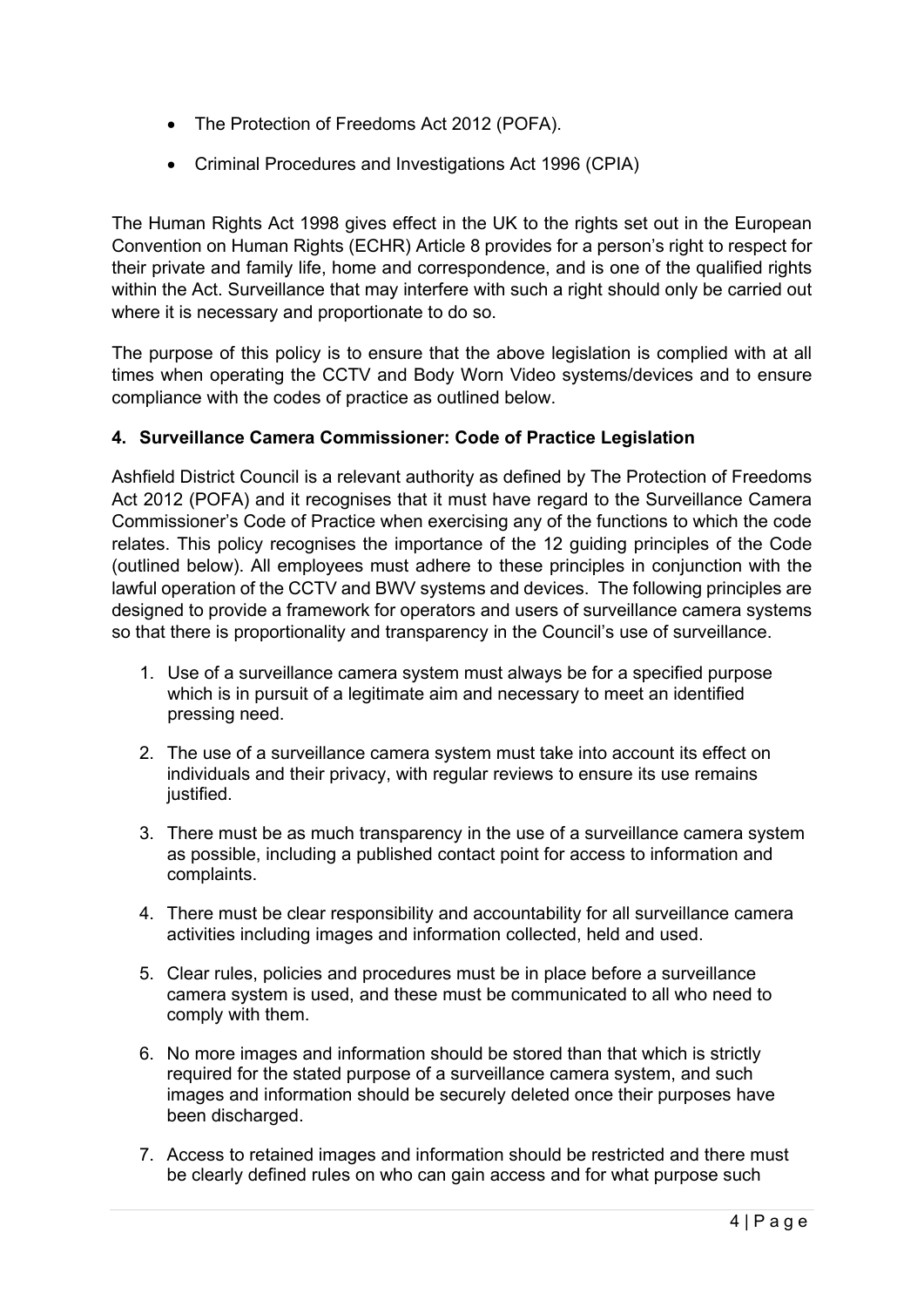- The Protection of Freedoms Act 2012 (POFA).
- Criminal Procedures and Investigations Act 1996 (CPIA)

The Human Rights Act 1998 gives effect in the UK to the rights set out in the European Convention on Human Rights (ECHR) Article 8 provides for a person's right to respect for their private and family life, home and correspondence, and is one of the qualified rights within the Act. Surveillance that may interfere with such a right should only be carried out where it is necessary and proportionate to do so.

The purpose of this policy is to ensure that the above legislation is complied with at all times when operating the CCTV and Body Worn Video systems/devices and to ensure compliance with the codes of practice as outlined below.

## 4. Surveillance Camera Commissioner: Code of Practice Legislation

Ashfield District Council is a relevant authority as defined by The Protection of Freedoms Act 2012 (POFA) and it recognises that it must have regard to the Surveillance Camera Commissioner's Code of Practice when exercising any of the functions to which the code relates. This policy recognises the importance of the 12 guiding principles of the Code (outlined below). All employees must adhere to these principles in conjunction with the lawful operation of the CCTV and BWV systems and devices. The following principles are designed to provide a framework for operators and users of surveillance camera systems so that there is proportionality and transparency in the Council's use of surveillance.

1. Use of a surveillance camera system must always be for a specified purpose which is in pursuit of a legitimate aim and necessary to meet an identified pressing need.
2. The use of a surveillance camera system must take into account its effect on individuals and their privacy, with regular reviews to ensure its use remains justified.
3. There must be as much transparency in the use of a surveillance camera system as possible, including a published contact point for access to information and complaints.
4. There must be clear responsibility and accountability for all surveillance camera activities including images and information collected, held and used.
5. Clear rules, policies and procedures must be in place before a surveillance camera system is used, and these must be communicated to all who need to comply with them.
6. No more images and information should be stored than that which is strictly required for the stated purpose of a surveillance camera system, and such images and information should be securely deleted once their purposes have been discharged.
7. Access to retained images and information should be restricted and there must be clearly defined rules on who can gain access and for what purpose such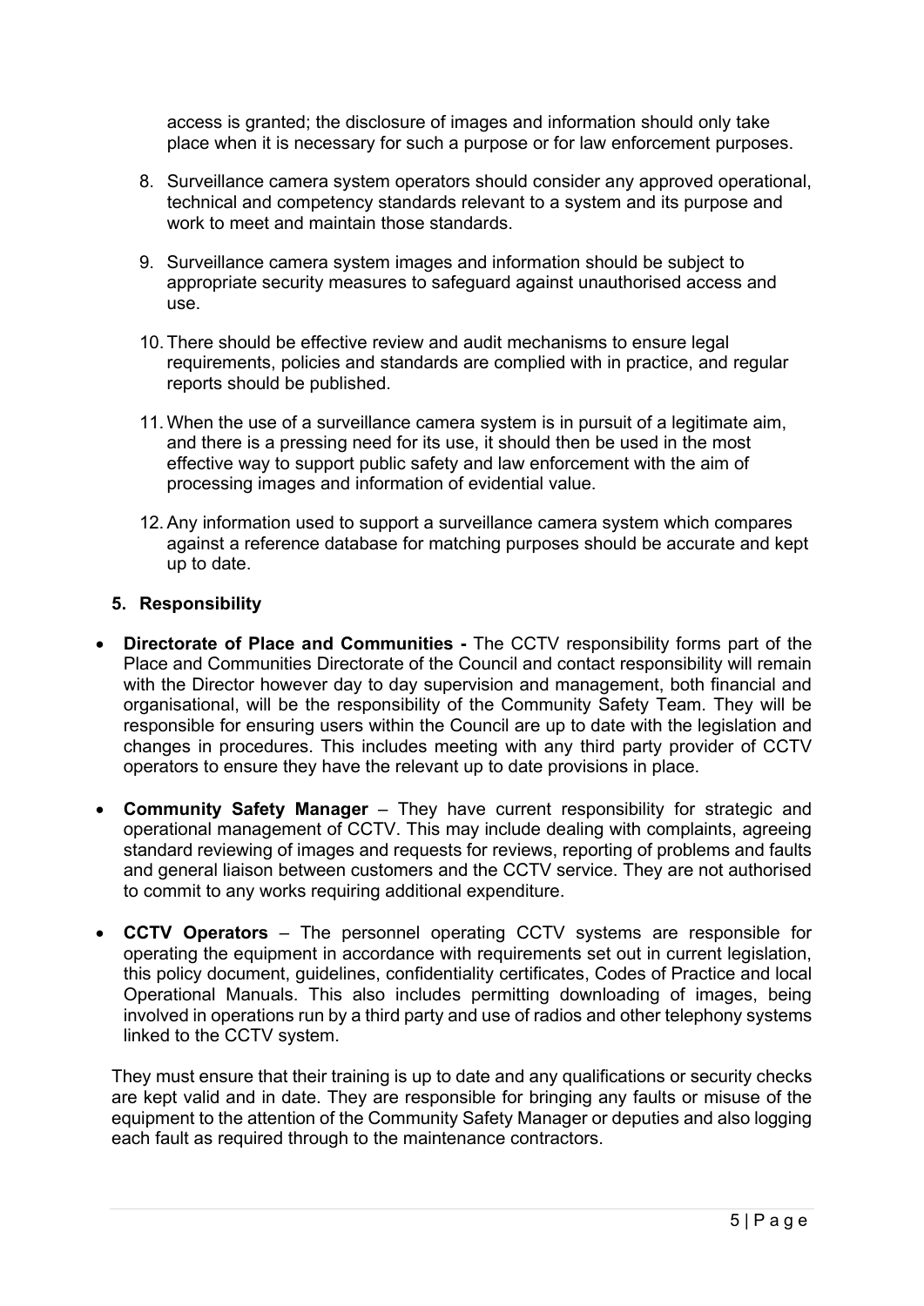access is granted; the disclosure of images and information should only take place when it is necessary for such a purpose or for law enforcement purposes.

8. Surveillance camera system operators should consider any approved operational, technical and competency standards relevant to a system and its purpose and work to meet and maintain those standards.

9. Surveillance camera system images and information should be subject to appropriate security measures to safeguard against unauthorised access and use.

10. There should be effective review and audit mechanisms to ensure legal requirements, policies and standards are complied with in practice, and regular reports should be published.

11. When the use of a surveillance camera system is in pursuit of a legitimate aim, and there is a pressing need for its use, it should then be used in the most effective way to support public safety and law enforcement with the aim of processing images and information of evidential value.

12. Any information used to support a surveillance camera system which compares against a reference database for matching purposes should be accurate and kept up to date.

## 5. Responsibility

- **Directorate of Place and Communities -** The CCTV responsibility forms part of the Place and Communities Directorate of the Council and contact responsibility will remain with the Director however day to day supervision and management, both financial and organisational, will be the responsibility of the Community Safety Team. They will be responsible for ensuring users within the Council are up to date with the legislation and changes in procedures. This includes meeting with any third party provider of CCTV operators to ensure they have the relevant up to date provisions in place.

- **Community Safety Manager** – They have current responsibility for strategic and operational management of CCTV. This may include dealing with complaints, agreeing standard reviewing of images and requests for reviews, reporting of problems and faults and general liaison between customers and the CCTV service. They are not authorised to commit to any works requiring additional expenditure.

- **CCTV Operators** – The personnel operating CCTV systems are responsible for operating the equipment in accordance with requirements set out in current legislation, this policy document, guidelines, confidentiality certificates, Codes of Practice and local Operational Manuals. This also includes permitting downloading of images, being involved in operations run by a third party and use of radios and other telephony systems linked to the CCTV system.

  They must ensure that their training is up to date and any qualifications or security checks are kept valid and in date. They are responsible for bringing any faults or misuse of the equipment to the attention of the Community Safety Manager or deputies and also logging each fault as required through to the maintenance contractors.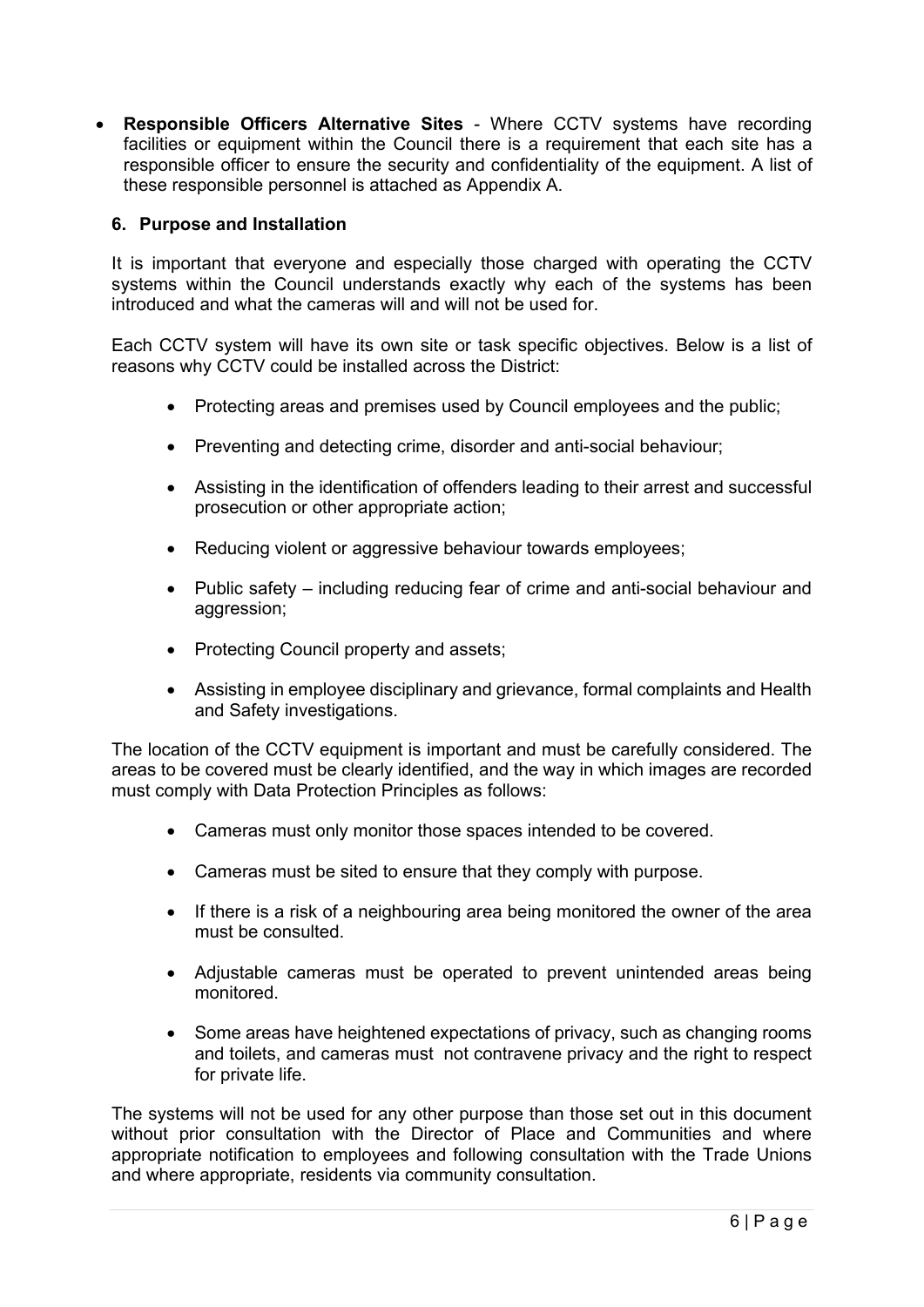- **Responsible Officers Alternative Sites** - Where CCTV systems have recording facilities or equipment within the Council there is a requirement that each site has a responsible officer to ensure the security and confidentiality of the equipment. A list of these responsible personnel is attached as Appendix A.

## 6. Purpose and Installation

It is important that everyone and especially those charged with operating the CCTV systems within the Council understands exactly why each of the systems has been introduced and what the cameras will and will not be used for.

Each CCTV system will have its own site or task specific objectives. Below is a list of reasons why CCTV could be installed across the District:

- Protecting areas and premises used by Council employees and the public;
- Preventing and detecting crime, disorder and anti-social behaviour;
- Assisting in the identification of offenders leading to their arrest and successful prosecution or other appropriate action;
- Reducing violent or aggressive behaviour towards employees;
- Public safety – including reducing fear of crime and anti-social behaviour and aggression;
- Protecting Council property and assets;
- Assisting in employee disciplinary and grievance, formal complaints and Health and Safety investigations.

The location of the CCTV equipment is important and must be carefully considered. The areas to be covered must be clearly identified, and the way in which images are recorded must comply with Data Protection Principles as follows:

- Cameras must only monitor those spaces intended to be covered.
- Cameras must be sited to ensure that they comply with purpose.
- If there is a risk of a neighbouring area being monitored the owner of the area must be consulted.
- Adjustable cameras must be operated to prevent unintended areas being monitored.
- Some areas have heightened expectations of privacy, such as changing rooms and toilets, and cameras must not contravene privacy and the right to respect for private life.

The systems will not be used for any other purpose than those set out in this document without prior consultation with the Director of Place and Communities and where appropriate notification to employees and following consultation with the Trade Unions and where appropriate, residents via community consultation.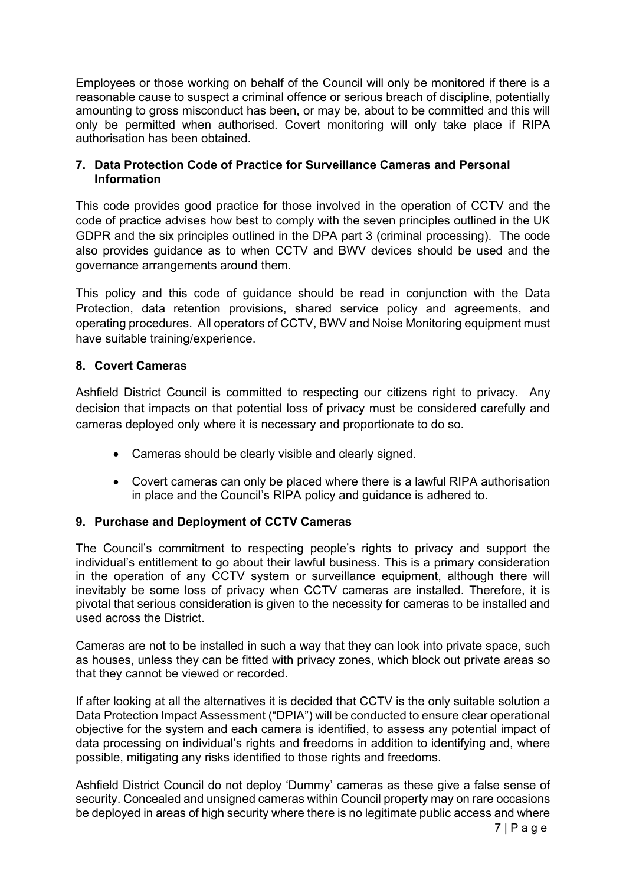Employees or those working on behalf of the Council will only be monitored if there is a reasonable cause to suspect a criminal offence or serious breach of discipline, potentially amounting to gross misconduct has been, or may be, about to be committed and this will only be permitted when authorised. Covert monitoring will only take place if RIPA authorisation has been obtained.

## 7. Data Protection Code of Practice for Surveillance Cameras and Personal Information

This code provides good practice for those involved in the operation of CCTV and the code of practice advises how best to comply with the seven principles outlined in the UK GDPR and the six principles outlined in the DPA part 3 (criminal processing). The code also provides guidance as to when CCTV and BWV devices should be used and the governance arrangements around them.

This policy and this code of guidance should be read in conjunction with the Data Protection, data retention provisions, shared service policy and agreements, and operating procedures. All operators of CCTV, BWV and Noise Monitoring equipment must have suitable training/experience.

## 8. Covert Cameras

Ashfield District Council is committed to respecting our citizens right to privacy. Any decision that impacts on that potential loss of privacy must be considered carefully and cameras deployed only where it is necessary and proportionate to do so.

- Cameras should be clearly visible and clearly signed.
- Covert cameras can only be placed where there is a lawful RIPA authorisation in place and the Council's RIPA policy and guidance is adhered to.

## 9. Purchase and Deployment of CCTV Cameras

The Council's commitment to respecting people's rights to privacy and support the individual's entitlement to go about their lawful business. This is a primary consideration in the operation of any CCTV system or surveillance equipment, although there will inevitably be some loss of privacy when CCTV cameras are installed. Therefore, it is pivotal that serious consideration is given to the necessity for cameras to be installed and used across the District.

Cameras are not to be installed in such a way that they can look into private space, such as houses, unless they can be fitted with privacy zones, which block out private areas so that they cannot be viewed or recorded.

If after looking at all the alternatives it is decided that CCTV is the only suitable solution a Data Protection Impact Assessment ("DPIA") will be conducted to ensure clear operational objective for the system and each camera is identified, to assess any potential impact of data processing on individual's rights and freedoms in addition to identifying and, where possible, mitigating any risks identified to those rights and freedoms.

Ashfield District Council do not deploy 'Dummy' cameras as these give a false sense of security. Concealed and unsigned cameras within Council property may on rare occasions be deployed in areas of high security where there is no legitimate public access and where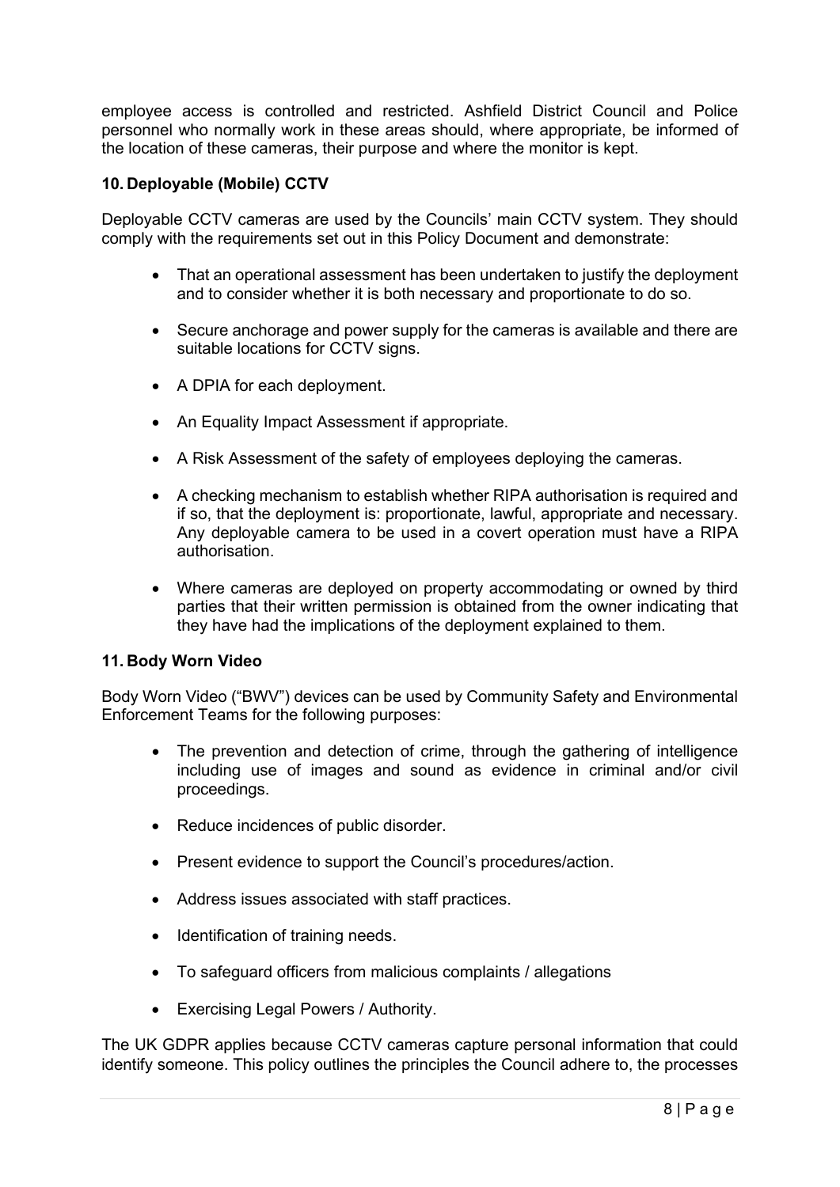employee access is controlled and restricted. Ashfield District Council and Police personnel who normally work in these areas should, where appropriate, be informed of the location of these cameras, their purpose and where the monitor is kept.

### 10. Deployable (Mobile) CCTV

Deployable CCTV cameras are used by the Councils' main CCTV system. They should comply with the requirements set out in this Policy Document and demonstrate:

- That an operational assessment has been undertaken to justify the deployment and to consider whether it is both necessary and proportionate to do so.
- Secure anchorage and power supply for the cameras is available and there are suitable locations for CCTV signs.
- A DPIA for each deployment.
- An Equality Impact Assessment if appropriate.
- A Risk Assessment of the safety of employees deploying the cameras.
- A checking mechanism to establish whether RIPA authorisation is required and if so, that the deployment is: proportionate, lawful, appropriate and necessary. Any deployable camera to be used in a covert operation must have a RIPA authorisation.
- Where cameras are deployed on property accommodating or owned by third parties that their written permission is obtained from the owner indicating that they have had the implications of the deployment explained to them.

### 11. Body Worn Video

Body Worn Video ("BWV") devices can be used by Community Safety and Environmental Enforcement Teams for the following purposes:

- The prevention and detection of crime, through the gathering of intelligence including use of images and sound as evidence in criminal and/or civil proceedings.
- Reduce incidences of public disorder.
- Present evidence to support the Council's procedures/action.
- Address issues associated with staff practices.
- Identification of training needs.
- To safeguard officers from malicious complaints / allegations
- Exercising Legal Powers / Authority.

The UK GDPR applies because CCTV cameras capture personal information that could identify someone. This policy outlines the principles the Council adhere to, the processes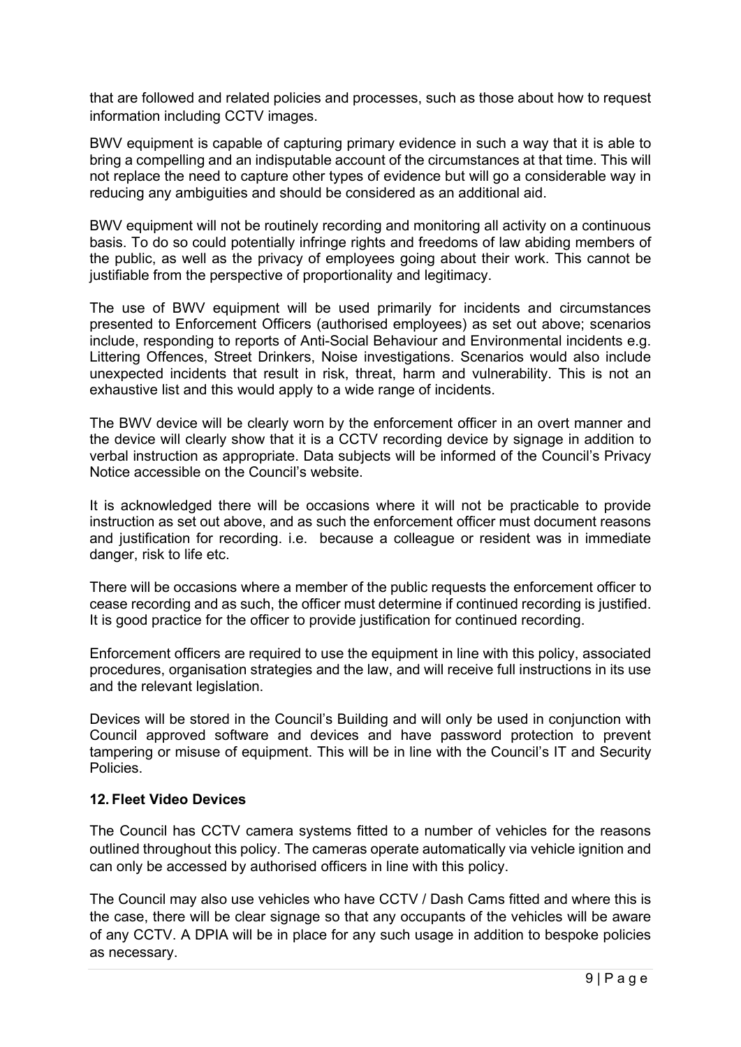that are followed and related policies and processes, such as those about how to request information including CCTV images.

BWV equipment is capable of capturing primary evidence in such a way that it is able to bring a compelling and an indisputable account of the circumstances at that time. This will not replace the need to capture other types of evidence but will go a considerable way in reducing any ambiguities and should be considered as an additional aid.

BWV equipment will not be routinely recording and monitoring all activity on a continuous basis. To do so could potentially infringe rights and freedoms of law abiding members of the public, as well as the privacy of employees going about their work. This cannot be justifiable from the perspective of proportionality and legitimacy.

The use of BWV equipment will be used primarily for incidents and circumstances presented to Enforcement Officers (authorised employees) as set out above; scenarios include, responding to reports of Anti-Social Behaviour and Environmental incidents e.g. Littering Offences, Street Drinkers, Noise investigations. Scenarios would also include unexpected incidents that result in risk, threat, harm and vulnerability. This is not an exhaustive list and this would apply to a wide range of incidents.

The BWV device will be clearly worn by the enforcement officer in an overt manner and the device will clearly show that it is a CCTV recording device by signage in addition to verbal instruction as appropriate. Data subjects will be informed of the Council's Privacy Notice accessible on the Council's website.

It is acknowledged there will be occasions where it will not be practicable to provide instruction as set out above, and as such the enforcement officer must document reasons and justification for recording. i.e. because a colleague or resident was in immediate danger, risk to life etc.

There will be occasions where a member of the public requests the enforcement officer to cease recording and as such, the officer must determine if continued recording is justified. It is good practice for the officer to provide justification for continued recording.

Enforcement officers are required to use the equipment in line with this policy, associated procedures, organisation strategies and the law, and will receive full instructions in its use and the relevant legislation.

Devices will be stored in the Council's Building and will only be used in conjunction with Council approved software and devices and have password protection to prevent tampering or misuse of equipment. This will be in line with the Council's IT and Security Policies.

## 12. Fleet Video Devices

The Council has CCTV camera systems fitted to a number of vehicles for the reasons outlined throughout this policy. The cameras operate automatically via vehicle ignition and can only be accessed by authorised officers in line with this policy.

The Council may also use vehicles who have CCTV / Dash Cams fitted and where this is the case, there will be clear signage so that any occupants of the vehicles will be aware of any CCTV. A DPIA will be in place for any such usage in addition to bespoke policies as necessary.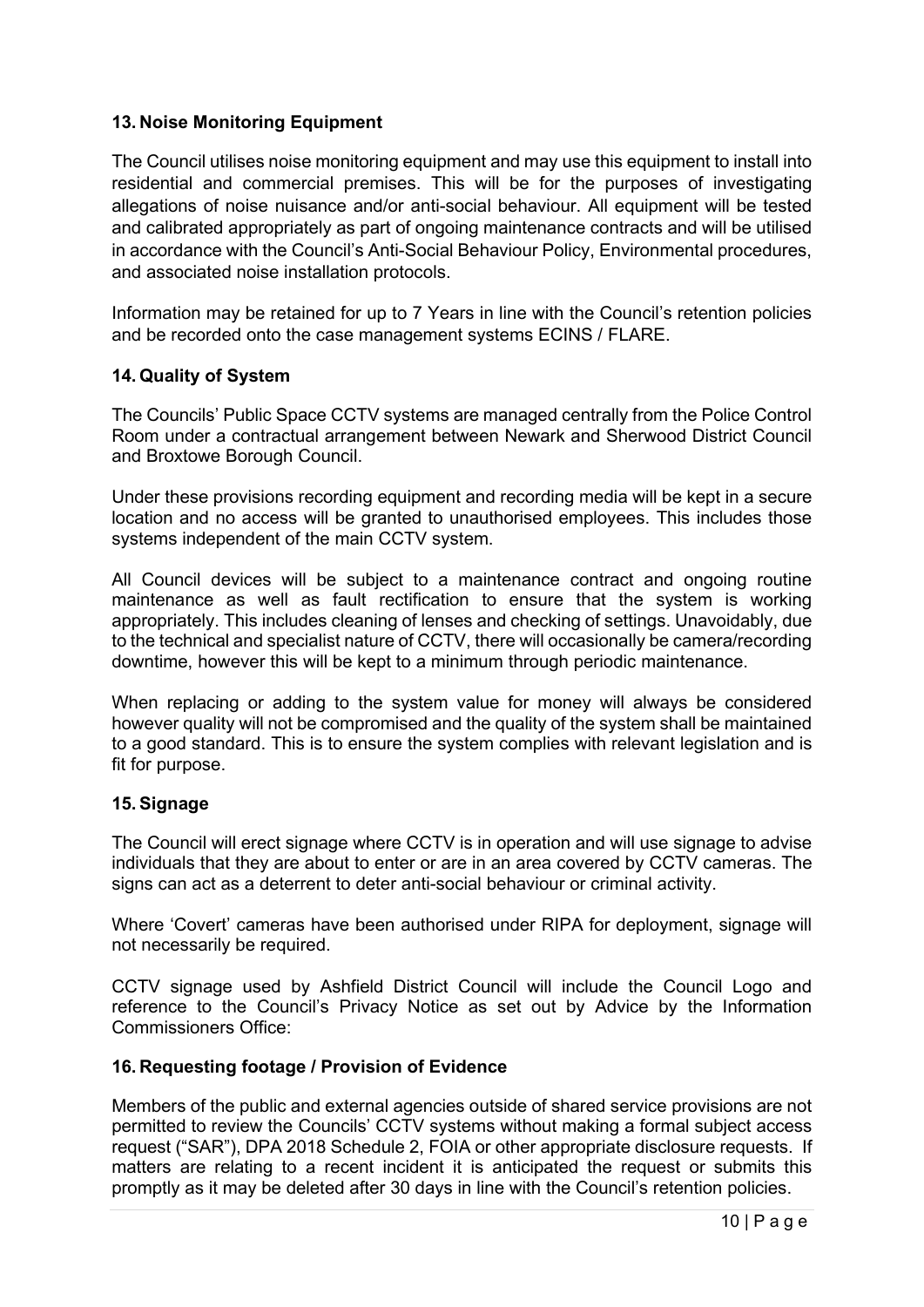## 13. Noise Monitoring Equipment

The Council utilises noise monitoring equipment and may use this equipment to install into residential and commercial premises. This will be for the purposes of investigating allegations of noise nuisance and/or anti-social behaviour. All equipment will be tested and calibrated appropriately as part of ongoing maintenance contracts and will be utilised in accordance with the Council's Anti-Social Behaviour Policy, Environmental procedures, and associated noise installation protocols.

Information may be retained for up to 7 Years in line with the Council's retention policies and be recorded onto the case management systems ECINS / FLARE.

## 14. Quality of System

The Councils' Public Space CCTV systems are managed centrally from the Police Control Room under a contractual arrangement between Newark and Sherwood District Council and Broxtowe Borough Council.

Under these provisions recording equipment and recording media will be kept in a secure location and no access will be granted to unauthorised employees. This includes those systems independent of the main CCTV system.

All Council devices will be subject to a maintenance contract and ongoing routine maintenance as well as fault rectification to ensure that the system is working appropriately. This includes cleaning of lenses and checking of settings. Unavoidably, due to the technical and specialist nature of CCTV, there will occasionally be camera/recording downtime, however this will be kept to a minimum through periodic maintenance.

When replacing or adding to the system value for money will always be considered however quality will not be compromised and the quality of the system shall be maintained to a good standard. This is to ensure the system complies with relevant legislation and is fit for purpose.

## 15. Signage

The Council will erect signage where CCTV is in operation and will use signage to advise individuals that they are about to enter or are in an area covered by CCTV cameras. The signs can act as a deterrent to deter anti-social behaviour or criminal activity.

Where 'Covert' cameras have been authorised under RIPA for deployment, signage will not necessarily be required.

CCTV signage used by Ashfield District Council will include the Council Logo and reference to the Council's Privacy Notice as set out by Advice by the Information Commissioners Office:

## 16. Requesting footage / Provision of Evidence

Members of the public and external agencies outside of shared service provisions are not permitted to review the Councils' CCTV systems without making a formal subject access request ("SAR"), DPA 2018 Schedule 2, FOIA or other appropriate disclosure requests. If matters are relating to a recent incident it is anticipated the request or submits this promptly as it may be deleted after 30 days in line with the Council's retention policies.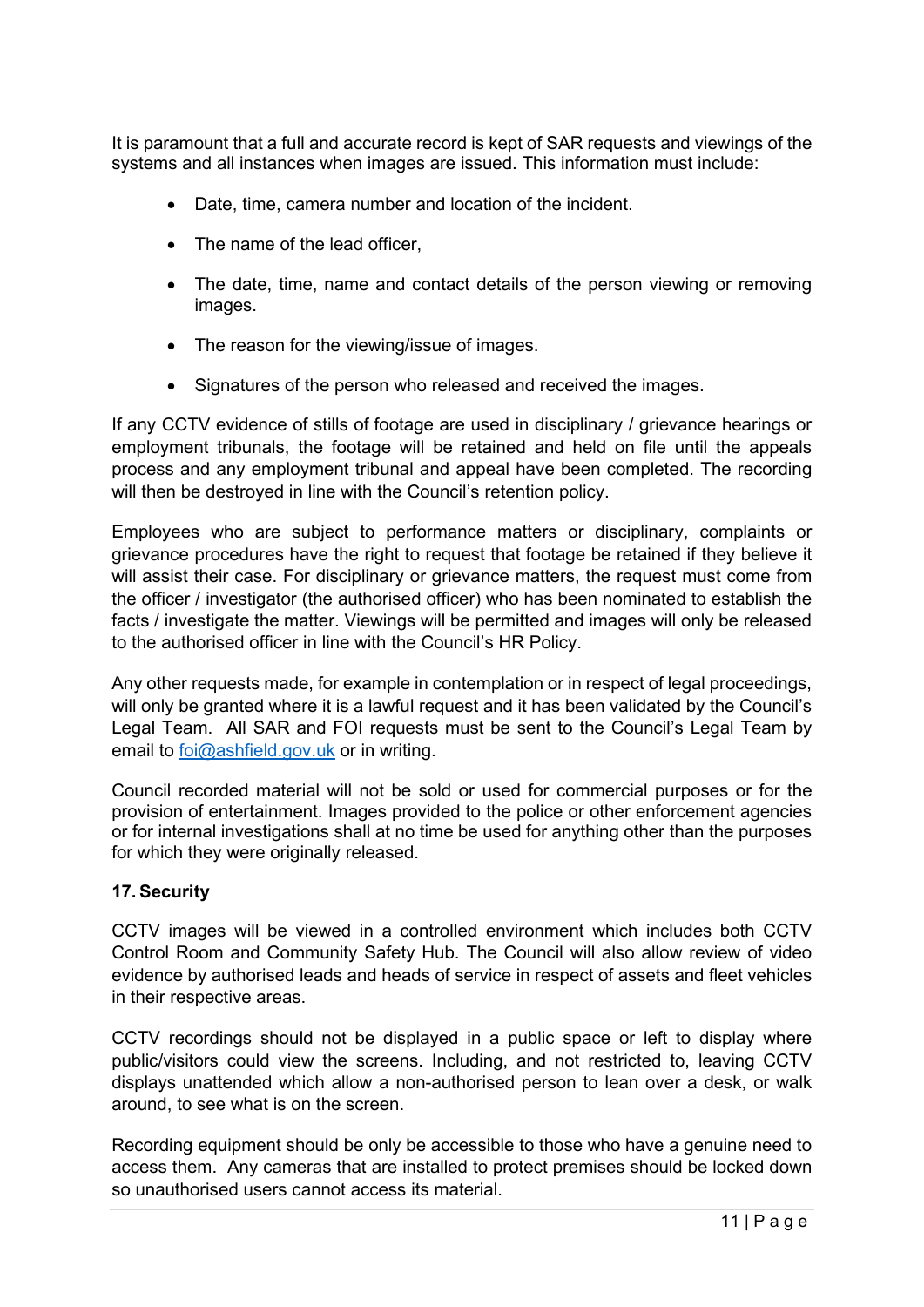It is paramount that a full and accurate record is kept of SAR requests and viewings of the systems and all instances when images are issued. This information must include:

- Date, time, camera number and location of the incident.
- The name of the lead officer,
- The date, time, name and contact details of the person viewing or removing images.
- The reason for the viewing/issue of images.
- Signatures of the person who released and received the images.

If any CCTV evidence of stills of footage are used in disciplinary / grievance hearings or employment tribunals, the footage will be retained and held on file until the appeals process and any employment tribunal and appeal have been completed. The recording will then be destroyed in line with the Council's retention policy.

Employees who are subject to performance matters or disciplinary, complaints or grievance procedures have the right to request that footage be retained if they believe it will assist their case. For disciplinary or grievance matters, the request must come from the officer / investigator (the authorised officer) who has been nominated to establish the facts / investigate the matter. Viewings will be permitted and images will only be released to the authorised officer in line with the Council's HR Policy.

Any other requests made, for example in contemplation or in respect of legal proceedings, will only be granted where it is a lawful request and it has been validated by the Council's Legal Team. All SAR and FOI requests must be sent to the Council's Legal Team by email to [foi@ashfield.gov.uk](mailto:foi@ashfield.gov.uk) or in writing.

Council recorded material will not be sold or used for commercial purposes or for the provision of entertainment. Images provided to the police or other enforcement agencies or for internal investigations shall at no time be used for anything other than the purposes for which they were originally released.

## 17. Security

CCTV images will be viewed in a controlled environment which includes both CCTV Control Room and Community Safety Hub. The Council will also allow review of video evidence by authorised leads and heads of service in respect of assets and fleet vehicles in their respective areas.

CCTV recordings should not be displayed in a public space or left to display where public/visitors could view the screens. Including, and not restricted to, leaving CCTV displays unattended which allow a non-authorised person to lean over a desk, or walk around, to see what is on the screen.

Recording equipment should be only be accessible to those who have a genuine need to access them. Any cameras that are installed to protect premises should be locked down so unauthorised users cannot access its material.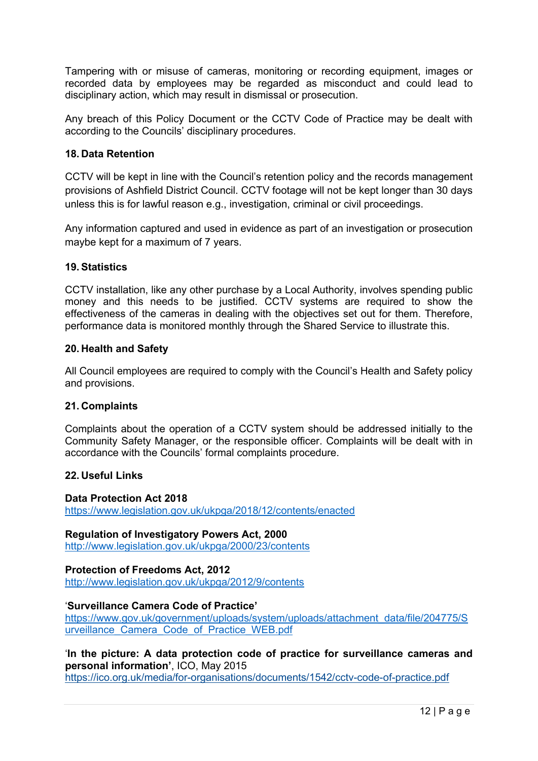Tampering with or misuse of cameras, monitoring or recording equipment, images or recorded data by employees may be regarded as misconduct and could lead to disciplinary action, which may result in dismissal or prosecution.

Any breach of this Policy Document or the CCTV Code of Practice may be dealt with according to the Councils' disciplinary procedures.

## 18. Data Retention

CCTV will be kept in line with the Council's retention policy and the records management provisions of Ashfield District Council. CCTV footage will not be kept longer than 30 days unless this is for lawful reason e.g., investigation, criminal or civil proceedings.

Any information captured and used in evidence as part of an investigation or prosecution maybe kept for a maximum of 7 years.

## 19. Statistics

CCTV installation, like any other purchase by a Local Authority, involves spending public money and this needs to be justified. CCTV systems are required to show the effectiveness of the cameras in dealing with the objectives set out for them. Therefore, performance data is monitored monthly through the Shared Service to illustrate this.

## 20. Health and Safety

All Council employees are required to comply with the Council's Health and Safety policy and provisions.

## 21. Complaints

Complaints about the operation of a CCTV system should be addressed initially to the Community Safety Manager, or the responsible officer. Complaints will be dealt with in accordance with the Councils' formal complaints procedure.

## 22. Useful Links

**Data Protection Act 2018**
https://www.legislation.gov.uk/ukpga/2018/12/contents/enacted

**Regulation of Investigatory Powers Act, 2000**
http://www.legislation.gov.uk/ukpga/2000/23/contents

**Protection of Freedoms Act, 2012**
http://www.legislation.gov.uk/ukpga/2012/9/contents

'**Surveillance Camera Code of Practice'**
https://www.gov.uk/government/uploads/system/uploads/attachment_data/file/204775/Surveillance_Camera_Code_of_Practice_WEB.pdf

'**In the picture: A data protection code of practice for surveillance cameras and personal information'**, ICO, May 2015
https://ico.org.uk/media/for-organisations/documents/1542/cctv-code-of-practice.pdf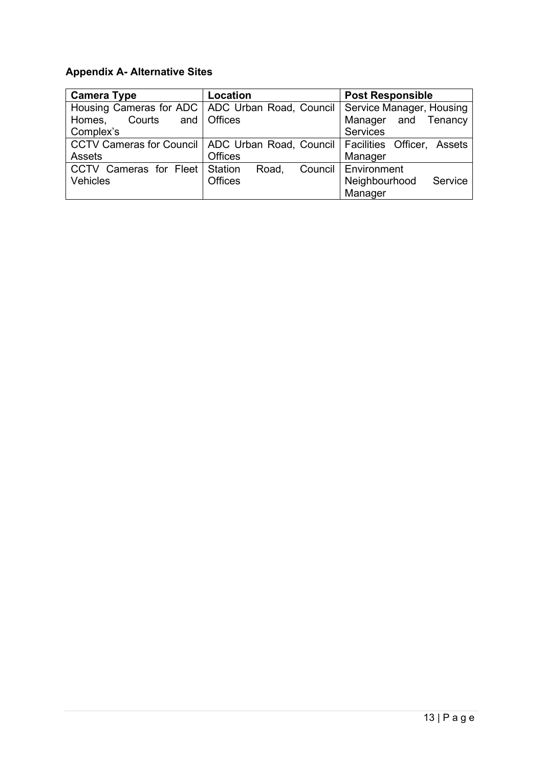**Appendix A- Alternative Sites**

| Camera Type | Location | Post Responsible |
|---|---|---|
| Housing Cameras for ADC Homes, Courts and Complex's | ADC Urban Road, Council Offices | Service Manager, Housing Manager and Tenancy Services |
| CCTV Cameras for Council Assets | ADC Urban Road, Council Offices | Facilities Officer, Assets Manager |
| CCTV Cameras for Fleet Vehicles | Station Road, Council Offices | Environment Neighbourhood Service Manager |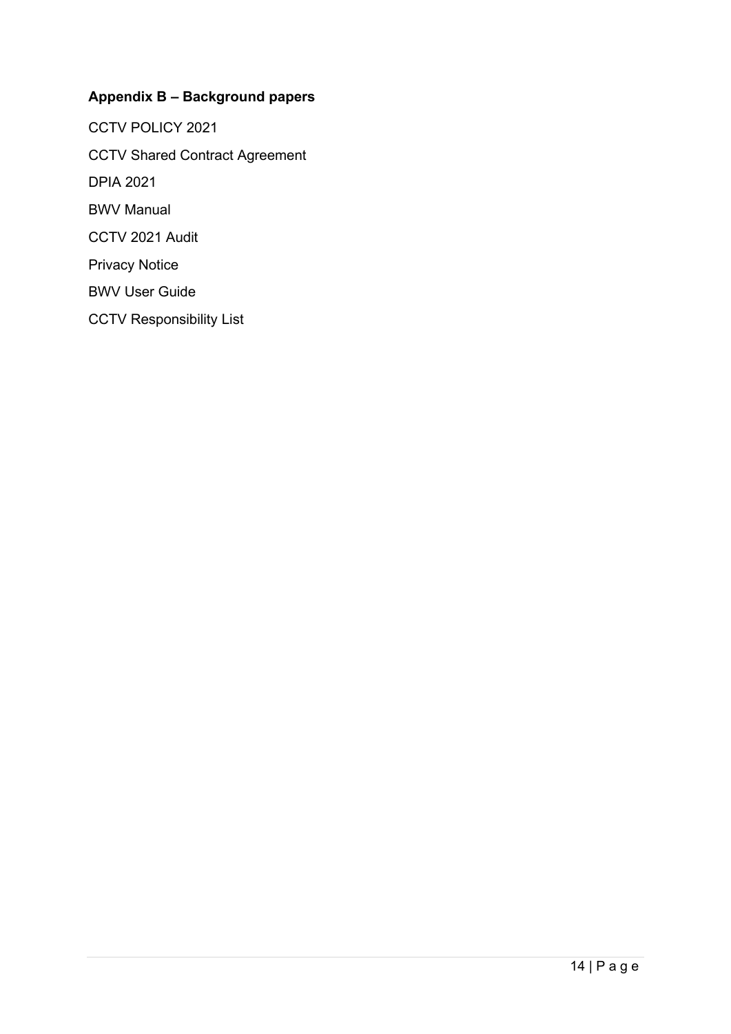**Appendix B – Background papers**

CCTV POLICY 2021

CCTV Shared Contract Agreement

DPIA 2021

BWV Manual

CCTV 2021 Audit

Privacy Notice

BWV User Guide

CCTV Responsibility List